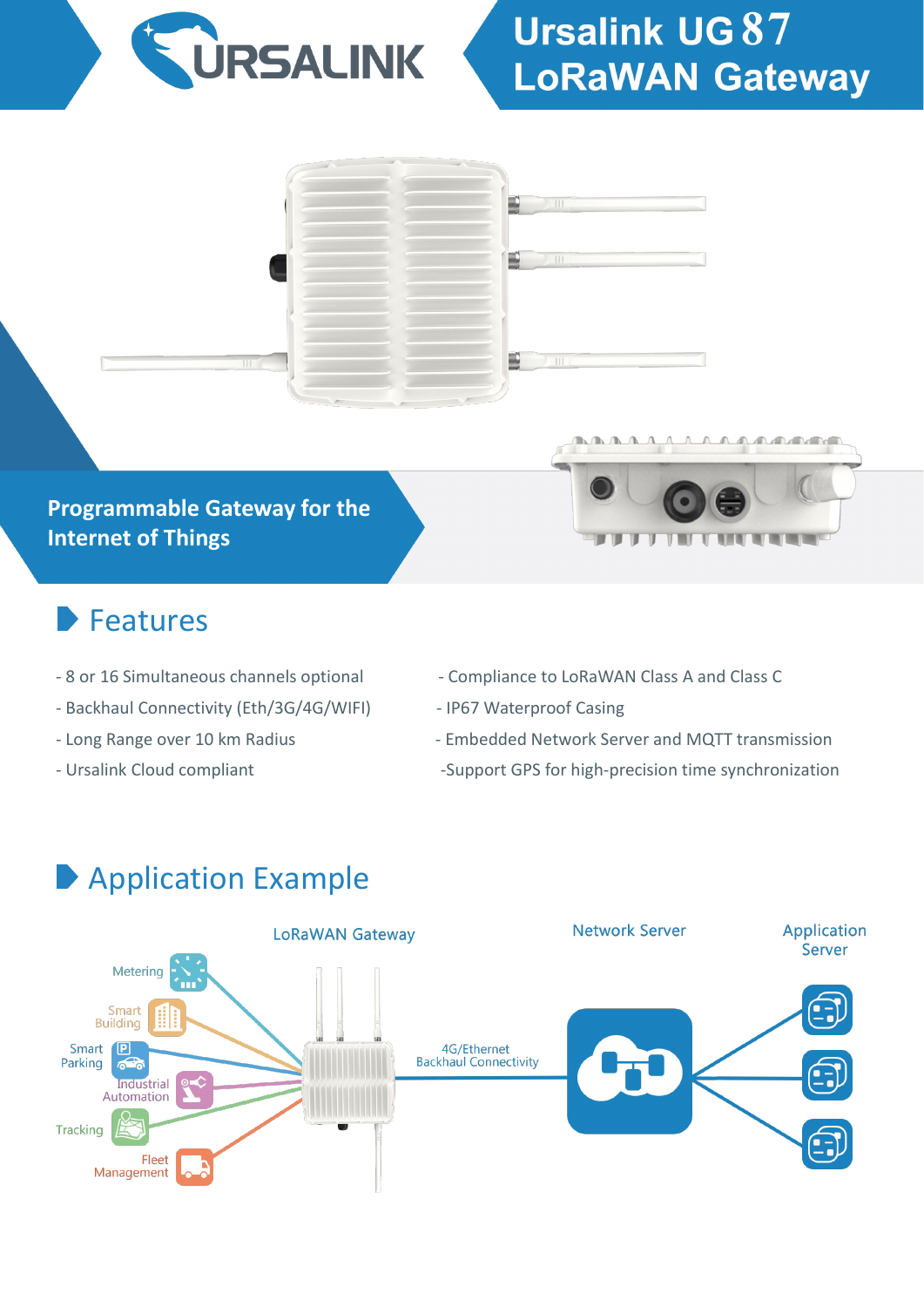# Ursalink UG87 LoRaWAN Gateway

**Programmable Gateway for the Internet of Things**

## Features

- 8 or 16 Simultaneous channels optional
- Backhaul Connectivity (Eth/3G/4G/WIFI)
- Long Range over 10 km Radius
- Ursalink Cloud compliant
- Compliance to LoRaWAN Class A and Class C
- IP67 Waterproof Casing
- Embedded Network Server and MQTT transmission
- Support GPS for high-precision time synchronization

## Application Example

LoRaWAN Gateway

Network Server

Application Server

Metering

Smart Building

Smart Parking

Industrial Automation

Tracking

Fleet Management

4G/Ethernet Backhaul Connectivity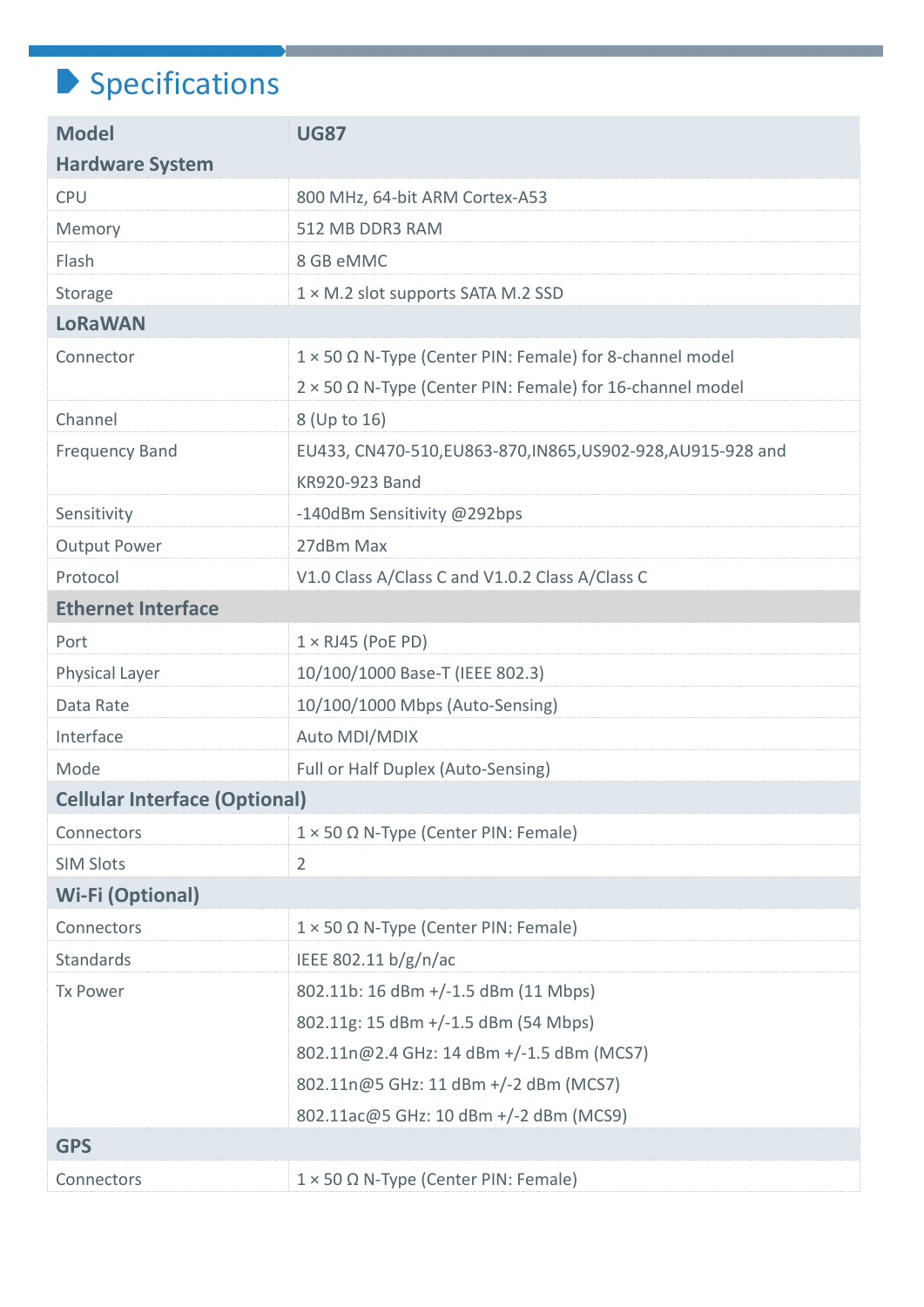## Specifications

| Model | UG87 |
| --- | --- |
| **Hardware System** | |
| CPU | 800 MHz, 64-bit ARM Cortex-A53 |
| Memory | 512 MB DDR3 RAM |
| Flash | 8 GB eMMC |
| Storage | 1 × M.2 slot supports SATA M.2 SSD |
| **LoRaWAN** | |
| Connector | 1 × 50 Ω N-Type (Center PIN: Female) for 8-channel model<br>2 × 50 Ω N-Type (Center PIN: Female) for 16-channel model |
| Channel | 8 (Up to 16) |
| Frequency Band | EU433, CN470-510,EU863-870,IN865,US902-928,AU915-928 and KR920-923 Band |
| Sensitivity | -140dBm Sensitivity @292bps |
| Output Power | 27dBm Max |
| Protocol | V1.0 Class A/Class C and V1.0.2 Class A/Class C |
| **Ethernet Interface** | |
| Port | 1 × RJ45 (PoE PD) |
| Physical Layer | 10/100/1000 Base-T (IEEE 802.3) |
| Data Rate | 10/100/1000 Mbps (Auto-Sensing) |
| Interface | Auto MDI/MDIX |
| Mode | Full or Half Duplex (Auto-Sensing) |
| **Cellular Interface (Optional)** | |
| Connectors | 1 × 50 Ω N-Type (Center PIN: Female) |
| SIM Slots | 2 |
| **Wi-Fi (Optional)** | |
| Connectors | 1 × 50 Ω N-Type (Center PIN: Female) |
| Standards | IEEE 802.11 b/g/n/ac |
| Tx Power | 802.11b: 16 dBm +/-1.5 dBm (11 Mbps)<br>802.11g: 15 dBm +/-1.5 dBm (54 Mbps)<br>802.11n@2.4 GHz: 14 dBm +/-1.5 dBm (MCS7)<br>802.11n@5 GHz: 11 dBm +/-2 dBm (MCS7)<br>802.11ac@5 GHz: 10 dBm +/-2 dBm (MCS9) |
| **GPS** | |
| Connectors | 1 × 50 Ω N-Type (Center PIN: Female) |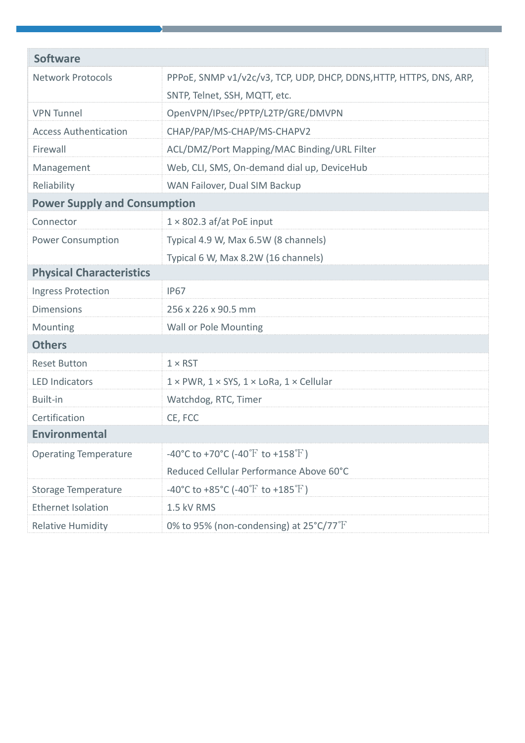| Software | |
|---|---|
| Network Protocols | PPPoE, SNMP v1/v2c/v3, TCP, UDP, DHCP, DDNS,HTTP, HTTPS, DNS, ARP, SNTP, Telnet, SSH, MQTT, etc. |
| VPN Tunnel | OpenVPN/IPsec/PPTP/L2TP/GRE/DMVPN |
| Access Authentication | CHAP/PAP/MS-CHAP/MS-CHAPV2 |
| Firewall | ACL/DMZ/Port Mapping/MAC Binding/URL Filter |
| Management | Web, CLI, SMS, On-demand dial up, DeviceHub |
| Reliability | WAN Failover, Dual SIM Backup |
| **Power Supply and Consumption** | |
| Connector | 1 × 802.3 af/at PoE input |
| Power Consumption | Typical 4.9 W, Max 6.5W (8 channels)<br>Typical 6 W, Max 8.2W (16 channels) |
| **Physical Characteristics** | |
| Ingress Protection | IP67 |
| Dimensions | 256 x 226 x 90.5 mm |
| Mounting | Wall or Pole Mounting |
| **Others** | |
| Reset Button | 1 × RST |
| LED Indicators | 1 × PWR, 1 × SYS, 1 × LoRa, 1 × Cellular |
| Built-in | Watchdog, RTC, Timer |
| Certification | CE, FCC |
| **Environmental** | |
| Operating Temperature | -40°C to +70°C (-40℉ to +158℉)<br>Reduced Cellular Performance Above 60°C |
| Storage Temperature | -40°C to +85°C (-40℉ to +185℉) |
| Ethernet Isolation | 1.5 kV RMS |
| Relative Humidity | 0% to 95% (non-condensing) at 25°C/77℉ |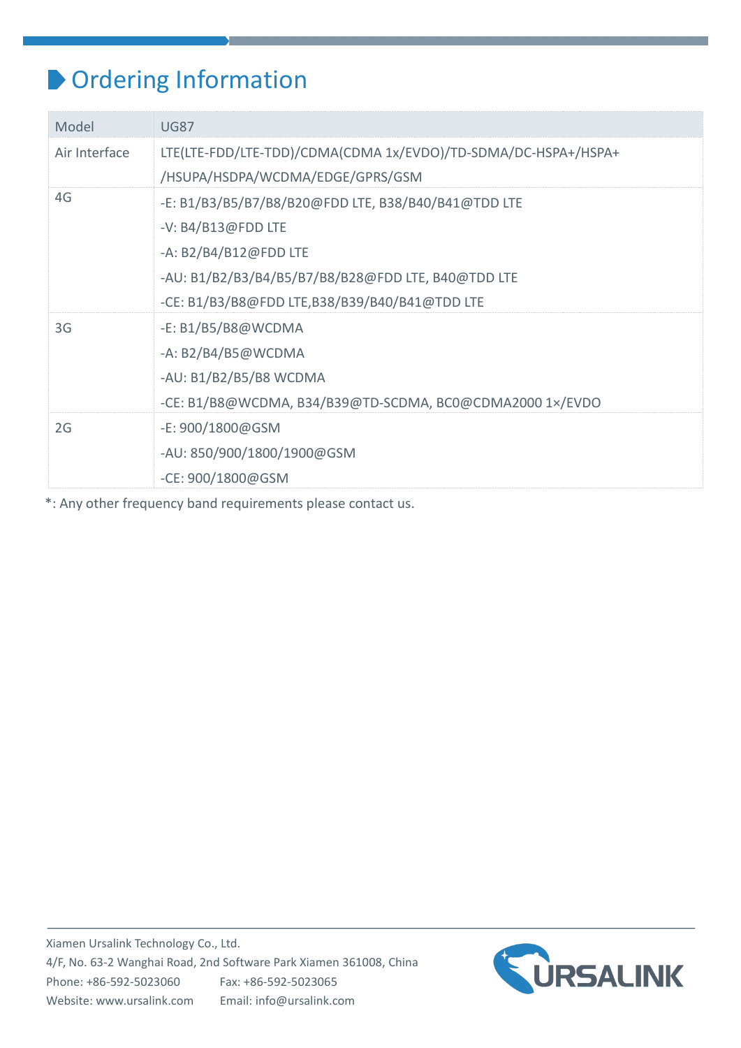## Ordering Information

| Model | UG87 |
|---|---|
| Air Interface | LTE(LTE-FDD/LTE-TDD)/CDMA(CDMA 1x/EVDO)/TD-SDMA/DC-HSPA+/HSPA+ /HSUPA/HSDPA/WCDMA/EDGE/GPRS/GSM |
| 4G | -E: B1/B3/B5/B7/B8/B20@FDD LTE, B38/B40/B41@TDD LTE<br>-V: B4/B13@FDD LTE<br>-A: B2/B4/B12@FDD LTE<br>-AU: B1/B2/B3/B4/B5/B7/B8/B28@FDD LTE, B40@TDD LTE<br>-CE: B1/B3/B8@FDD LTE,B38/B39/B40/B41@TDD LTE |
| 3G | -E: B1/B5/B8@WCDMA<br>-A: B2/B4/B5@WCDMA<br>-AU: B1/B2/B5/B8 WCDMA<br>-CE: B1/B8@WCDMA, B34/B39@TD-SCDMA, BC0@CDMA2000 1×/EVDO |
| 2G | -E: 900/1800@GSM<br>-AU: 850/900/1800/1900@GSM<br>-CE: 900/1800@GSM |

*: Any other frequency band requirements please contact us.

Xiamen Ursalink Technology Co., Ltd.
4/F, No. 63-2 Wanghai Road, 2nd Software Park Xiamen 361008, China
Phone: +86-592-5023060 Fax: +86-592-5023065
Website: www.ursalink.com Email: info@ursalink.com

URSALINK